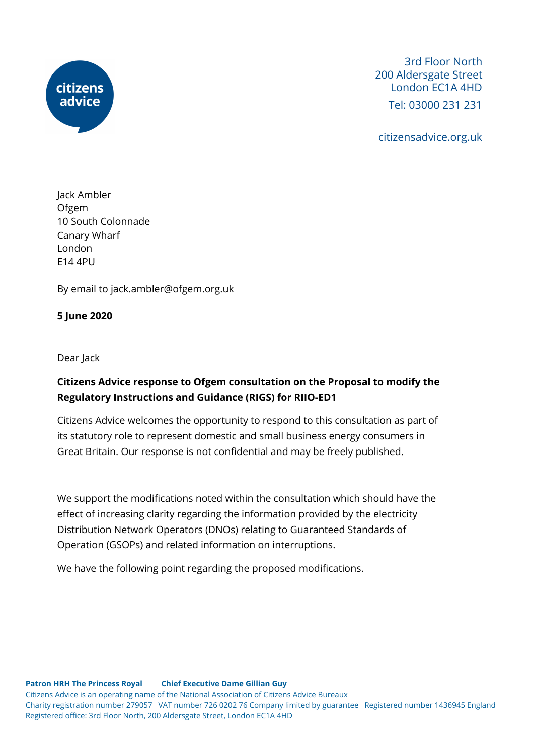3rd Floor North
200 Aldersgate Street
London EC1A 4HD
Tel: 03000 231 231

citizensadvice.org.uk

Jack Ambler
Ofgem
10 South Colonnade
Canary Wharf
London
E14 4PU

By email to jack.ambler@ofgem.org.uk

**5 June 2020**

Dear Jack

**Citizens Advice response to Ofgem consultation on the Proposal to modify the Regulatory Instructions and Guidance (RIGS) for RIIO-ED1**

Citizens Advice welcomes the opportunity to respond to this consultation as part of its statutory role to represent domestic and small business energy consumers in Great Britain. Our response is not confidential and may be freely published.

We support the modifications noted within the consultation which should have the effect of increasing clarity regarding the information provided by the electricity Distribution Network Operators (DNOs) relating to Guaranteed Standards of Operation (GSOPs) and related information on interruptions.

We have the following point regarding the proposed modifications.

**Patron HRH The Princess Royal** **Chief Executive Dame Gillian Guy**
Citizens Advice is an operating name of the National Association of Citizens Advice Bureaux
Charity registration number 279057 VAT number 726 0202 76 Company limited by guarantee Registered number 1436945 England
Registered office: 3rd Floor North, 200 Aldersgate Street, London EC1A 4HD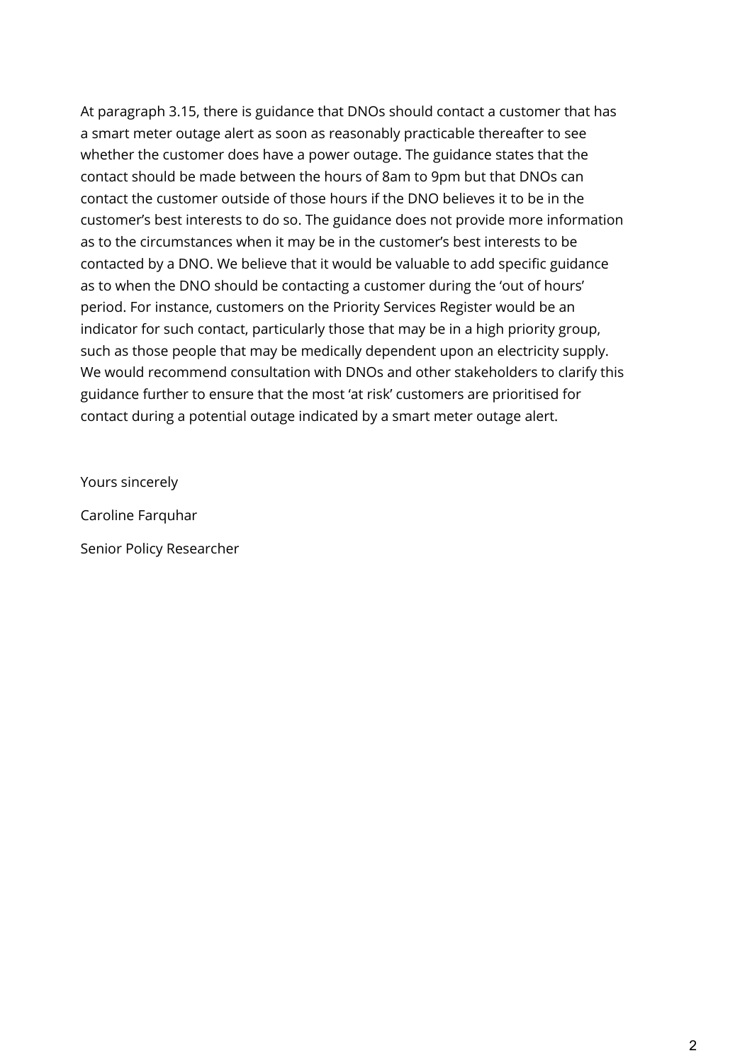At paragraph 3.15, there is guidance that DNOs should contact a customer that has a smart meter outage alert as soon as reasonably practicable thereafter to see whether the customer does have a power outage. The guidance states that the contact should be made between the hours of 8am to 9pm but that DNOs can contact the customer outside of those hours if the DNO believes it to be in the customer's best interests to do so. The guidance does not provide more information as to the circumstances when it may be in the customer's best interests to be contacted by a DNO. We believe that it would be valuable to add specific guidance as to when the DNO should be contacting a customer during the 'out of hours' period. For instance, customers on the Priority Services Register would be an indicator for such contact, particularly those that may be in a high priority group, such as those people that may be medically dependent upon an electricity supply. We would recommend consultation with DNOs and other stakeholders to clarify this guidance further to ensure that the most 'at risk' customers are prioritised for contact during a potential outage indicated by a smart meter outage alert.

Yours sincerely

Caroline Farquhar

Senior Policy Researcher